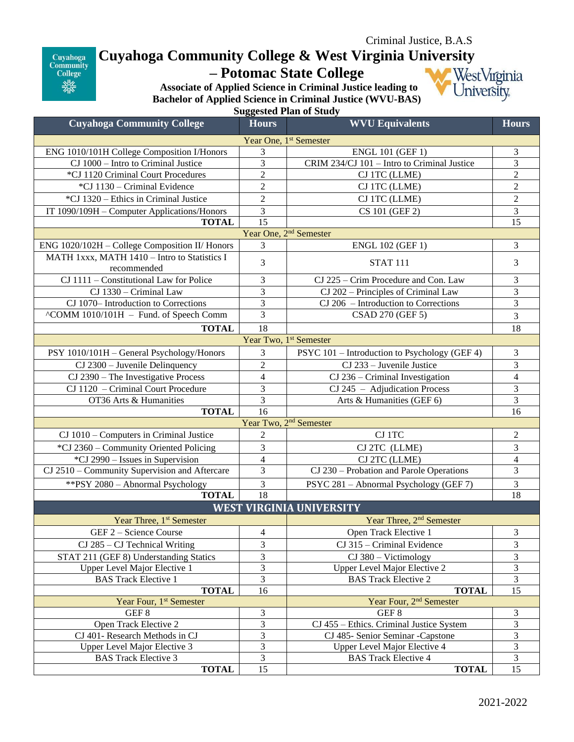Criminal Justice, B.A.S

# Cuyahoga Community College & West Virginia University – Potomac State College

**Associate of Applied Science in Criminal Justice leading to Bachelor of Applied Science in Criminal Justice (WVU-BAS)**

**Suggested Plan of Study**

| Cuyahoga Community College | Hours | WVU Equivalents | Hours |
|---|---|---|---|
| Year One, 1st Semester | | | |
| ENG 1010/101H College Composition I/Honors | 3 | ENGL 101 (GEF 1) | 3 |
| CJ 1000 – Intro to Criminal Justice | 3 | CRIM 234/CJ 101 – Intro to Criminal Justice | 3 |
| *CJ 1120 Criminal Court Procedures | 2 | CJ 1TC (LLME) | 2 |
| *CJ 1130 – Criminal Evidence | 2 | CJ 1TC (LLME) | 2 |
| *CJ 1320 – Ethics in Criminal Justice | 2 | CJ 1TC (LLME) | 2 |
| IT 1090/109H – Computer Applications/Honors | 3 | CS 101 (GEF 2) | 3 |
| **TOTAL** | 15 | | 15 |
| Year One, 2nd Semester | | | |
| ENG 1020/102H – College Composition II/ Honors | 3 | ENGL 102 (GEF 1) | 3 |
| MATH 1xxx, MATH 1410 – Intro to Statistics I recommended | 3 | STAT 111 | 3 |
| CJ 1111 – Constitutional Law for Police | 3 | CJ 225 – Crim Procedure and Con. Law | 3 |
| CJ 1330 – Criminal Law | 3 | CJ 202 – Principles of Criminal Law | 3 |
| CJ 1070– Introduction to Corrections | 3 | CJ 206 – Introduction to Corrections | 3 |
| ^COMM 1010/101H – Fund. of Speech Comm | 3 | CSAD 270 (GEF 5) | 3 |
| **TOTAL** | 18 | | 18 |
| Year Two, 1st Semester | | | |
| PSY 1010/101H – General Psychology/Honors | 3 | PSYC 101 – Introduction to Psychology (GEF 4) | 3 |
| CJ 2300 – Juvenile Delinquency | 2 | CJ 233 – Juvenile Justice | 3 |
| CJ 2390 – The Investigative Process | 4 | CJ 236 – Criminal Investigation | 4 |
| CJ 1120 – Criminal Court Procedure | 3 | CJ 245 – Adjudication Process | 3 |
| OT36 Arts & Humanities | 3 | Arts & Humanities (GEF 6) | 3 |
| **TOTAL** | 16 | | 16 |
| Year Two, 2nd Semester | | | |
| CJ 1010 – Computers in Criminal Justice | 2 | CJ 1TC | 2 |
| *CJ 2360 – Community Oriented Policing | 3 | CJ 2TC (LLME) | 3 |
| *CJ 2990 – Issues in Supervision | 4 | CJ 2TC (LLME) | 4 |
| CJ 2510 – Community Supervision and Aftercare | 3 | CJ 230 – Probation and Parole Operations | 3 |
| **PSY 2080 – Abnormal Psychology | 3 | PSYC 281 – Abnormal Psychology (GEF 7) | 3 |
| **TOTAL** | 18 | | 18 |

| WEST VIRGINIA UNIVERSITY | | | |
|---|---|---|---|
| Year Three, 1st Semester | | Year Three, 2nd Semester | |
| GEF 2 – Science Course | 4 | Open Track Elective 1 | 3 |
| CJ 285 – CJ Technical Writing | 3 | CJ 315 – Criminal Evidence | 3 |
| STAT 211 (GEF 8) Understanding Statics | 3 | CJ 380 – Victimology | 3 |
| Upper Level Major Elective 1 | 3 | Upper Level Major Elective 2 | 3 |
| BAS Track Elective 1 | 3 | BAS Track Elective 2 | 3 |
| **TOTAL** | 16 | **TOTAL** | 15 |
| Year Four, 1st Semester | | Year Four, 2nd Semester | |
| GEF 8 | 3 | GEF 8 | 3 |
| Open Track Elective 2 | 3 | CJ 455 – Ethics. Criminal Justice System | 3 |
| CJ 401- Research Methods in CJ | 3 | CJ 485- Senior Seminar -Capstone | 3 |
| Upper Level Major Elective 3 | 3 | Upper Level Major Elective 4 | 3 |
| BAS Track Elective 3 | 3 | BAS Track Elective 4 | 3 |
| **TOTAL** | 15 | **TOTAL** | 15 |

2021-2022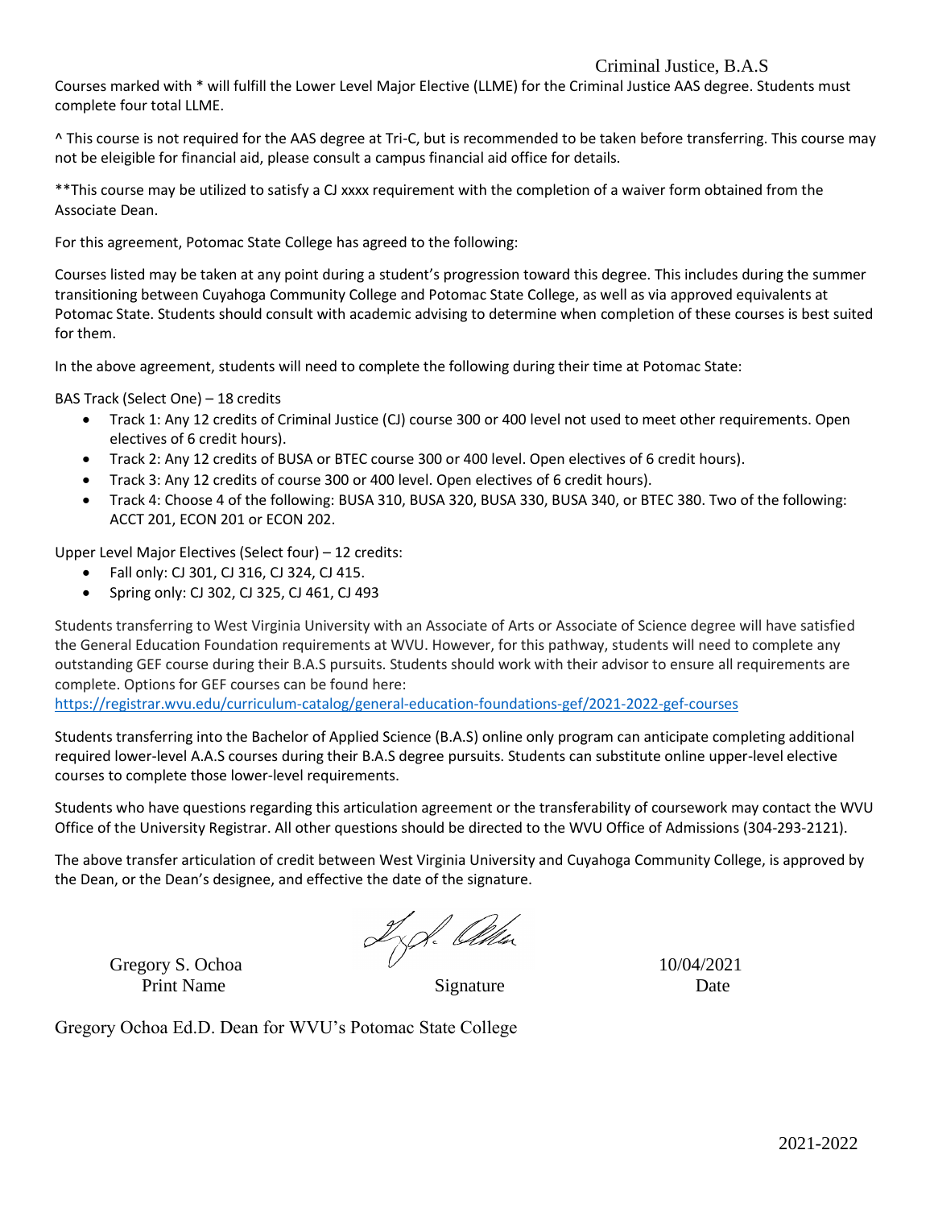Criminal Justice, B.A.S

Courses marked with * will fulfill the Lower Level Major Elective (LLME) for the Criminal Justice AAS degree. Students must complete four total LLME.

^ This course is not required for the AAS degree at Tri-C, but is recommended to be taken before transferring. This course may not be eleigible for financial aid, please consult a campus financial aid office for details.

**This course may be utilized to satisfy a CJ xxxx requirement with the completion of a waiver form obtained from the Associate Dean.

For this agreement, Potomac State College has agreed to the following:

Courses listed may be taken at any point during a student's progression toward this degree. This includes during the summer transitioning between Cuyahoga Community College and Potomac State College, as well as via approved equivalents at Potomac State. Students should consult with academic advising to determine when completion of these courses is best suited for them.

In the above agreement, students will need to complete the following during their time at Potomac State:

BAS Track (Select One) – 18 credits

- Track 1: Any 12 credits of Criminal Justice (CJ) course 300 or 400 level not used to meet other requirements. Open electives of 6 credit hours).
- Track 2: Any 12 credits of BUSA or BTEC course 300 or 400 level. Open electives of 6 credit hours).
- Track 3: Any 12 credits of course 300 or 400 level. Open electives of 6 credit hours).
- Track 4: Choose 4 of the following: BUSA 310, BUSA 320, BUSA 330, BUSA 340, or BTEC 380. Two of the following: ACCT 201, ECON 201 or ECON 202.

Upper Level Major Electives (Select four) – 12 credits:

- Fall only: CJ 301, CJ 316, CJ 324, CJ 415.
- Spring only: CJ 302, CJ 325, CJ 461, CJ 493

Students transferring to West Virginia University with an Associate of Arts or Associate of Science degree will have satisfied the General Education Foundation requirements at WVU. However, for this pathway, students will need to complete any outstanding GEF course during their B.A.S pursuits. Students should work with their advisor to ensure all requirements are complete. Options for GEF courses can be found here: https://registrar.wvu.edu/curriculum-catalog/general-education-foundations-gef/2021-2022-gef-courses

Students transferring into the Bachelor of Applied Science (B.A.S) online only program can anticipate completing additional required lower-level A.A.S courses during their B.A.S degree pursuits. Students can substitute online upper-level elective courses to complete those lower-level requirements.

Students who have questions regarding this articulation agreement or the transferability of coursework may contact the WVU Office of the University Registrar. All other questions should be directed to the WVU Office of Admissions (304-293-2121).

The above transfer articulation of credit between West Virginia University and Cuyahoga Community College, is approved by the Dean, or the Dean's designee, and effective the date of the signature.

| | | |
|---|---|---|
| Gregory S. Ochoa | [signature] | 10/04/2021 |
| Print Name | Signature | Date |

Gregory Ochoa Ed.D. Dean for WVU's Potomac State College

2021-2022